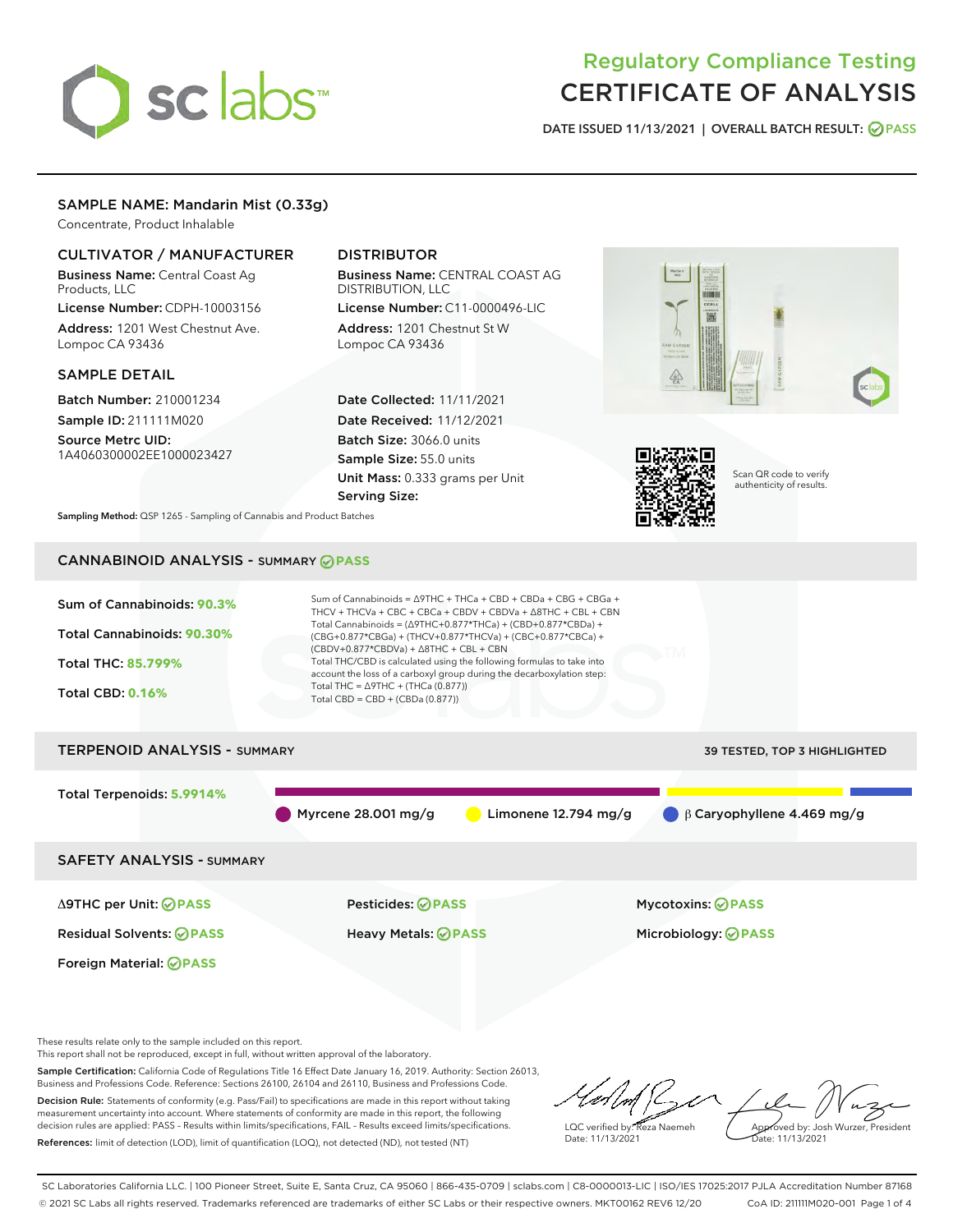# Regulatory Compliance Testing
# CERTIFICATE OF ANALYSIS

DATE ISSUED 11/13/2021 | OVERALL BATCH RESULT: PASS

## SAMPLE NAME: Mandarin Mist (0.33g)

Concentrate, Product Inhalable

### CULTIVATOR / MANUFACTURER

**Business Name:** Central Coast Ag Products, LLC
**License Number:** CDPH-10003156
**Address:** 1201 West Chestnut Ave. Lompoc CA 93436

### DISTRIBUTOR

**Business Name:** CENTRAL COAST AG DISTRIBUTION, LLC
**License Number:** C11-0000496-LIC
**Address:** 1201 Chestnut St W Lompoc CA 93436

### SAMPLE DETAIL

**Batch Number:** 210001234
**Sample ID:** 211111M020
**Source Metrc UID:** 1A4060300002EE1000023427

**Date Collected:** 11/11/2021
**Date Received:** 11/12/2021
**Batch Size:** 3066.0 units
**Sample Size:** 55.0 units
**Unit Mass:** 0.333 grams per Unit
**Serving Size:**

Scan QR code to verify authenticity of results.

**Sampling Method:** QSP 1265 - Sampling of Cannabis and Product Batches

## CANNABINOID ANALYSIS - SUMMARY PASS

Sum of Cannabinoids: **90.3%**
Total Cannabinoids: **90.30%**
Total THC: **85.799%**
Total CBD: **0.16%**

Sum of Cannabinoids = Δ9THC + THCa + CBD + CBDa + CBG + CBGa + THCV + THCVa + CBC + CBCa + CBDV + CBDVa + Δ8THC + CBL + CBN
Total Cannabinoids = (Δ9THC+0.877*THCa) + (CBD+0.877*CBDa) + (CBG+0.877*CBGa) + (THCV+0.877*THCVa) + (CBC+0.877*CBCa) + (CBDV+0.877*CBDVa) + Δ8THC + CBL + CBN
Total THC/CBD is calculated using the following formulas to take into account the loss of a carboxyl group during the decarboxylation step:
Total THC = Δ9THC + (THCa (0.877))
Total CBD = CBD + (CBDa (0.877))

## TERPENOID ANALYSIS - SUMMARY

39 TESTED, TOP 3 HIGHLIGHTED

Total Terpenoids: **5.9914%**

Myrcene 28.001 mg/g | Limonene 12.794 mg/g | β Caryophyllene 4.469 mg/g

## SAFETY ANALYSIS - SUMMARY

Δ9THC per Unit: PASS
Pesticides: PASS
Mycotoxins: PASS
Residual Solvents: PASS
Heavy Metals: PASS
Microbiology: PASS
Foreign Material: PASS

These results relate only to the sample included on this report.
This report shall not be reproduced, except in full, without written approval of the laboratory.

**Sample Certification:** California Code of Regulations Title 16 Effect Date January 16, 2019. Authority: Section 26013, Business and Professions Code. Reference: Sections 26100, 26104 and 26110, Business and Professions Code.

**Decision Rule:** Statements of conformity (e.g. Pass/Fail) to specifications are made in this report without taking measurement uncertainty into account. Where statements of conformity are made in this report, the following decision rules are applied: PASS - Results within limits/specifications, FAIL - Results exceed limits/specifications.

**References:** limit of detection (LOD), limit of quantification (LOQ), not detected (ND), not tested (NT)

LQC verified by: Reza Naemeh
Date: 11/13/2021

Approved by: Josh Wurzer, President
Date: 11/13/2021

SC Laboratories California LLC. | 100 Pioneer Street, Suite E, Santa Cruz, CA 95060 | 866-435-0709 | sclabs.com | C8-0000013-LIC | ISO/IES 17025:2017 PJLA Accreditation Number 87168
© 2021 SC Labs all rights reserved. Trademarks referenced are trademarks of either SC Labs or their respective owners. MKT00162 REV6 12/20 CoA ID: 211111M020-001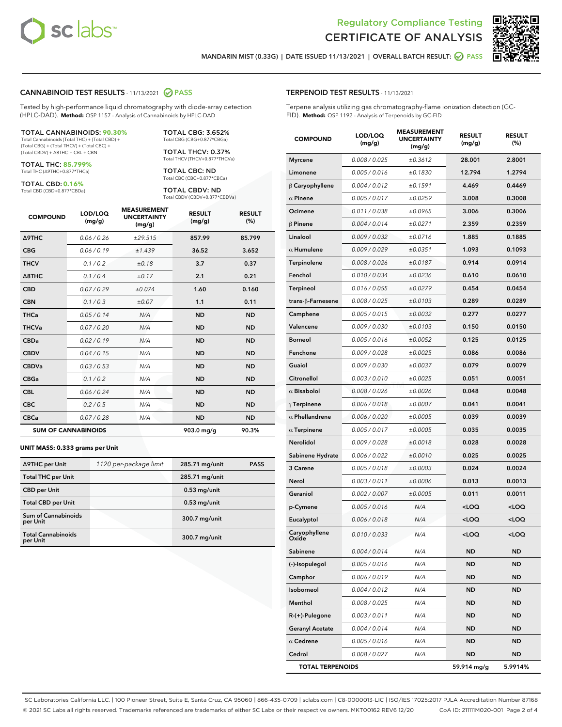Regulatory Compliance Testing
# CERTIFICATE OF ANALYSIS

MANDARIN MIST (0.33G) | DATE ISSUED 11/13/2021 | OVERALL BATCH RESULT: PASS

## CANNABINOID TEST RESULTS - 11/13/2021 PASS

Tested by high-performance liquid chromatography with diode-array detection (HPLC-DAD). **Method:** QSP 1157 - Analysis of Cannabinoids by HPLC-DAD

**TOTAL CANNABINOIDS: 90.30%**
Total Cannabinoids (Total THC) + (Total CBD) + (Total CBG) + (Total THCV) + (Total CBC) + (Total CBDV) + Δ8THC + CBL + CBN

**TOTAL THC: 85.799%**
Total THC (Δ9THC+0.877*THCa)

**TOTAL CBD: 0.16%**
Total CBD (CBD+0.877*CBDa)

**TOTAL CBG: 3.652%**
Total CBG (CBG+0.877*CBGa)

**TOTAL THCV: 0.37%**
Total THCV (THCV+0.877*THCVa)

**TOTAL CBC: ND**
Total CBC (CBC+0.877*CBCa)

**TOTAL CBDV: ND**
Total CBDV (CBDV+0.877*CBDVa)

| COMPOUND | LOD/LOQ (mg/g) | MEASUREMENT UNCERTAINTY (mg/g) | RESULT (mg/g) | RESULT (%) |
|---|---|---|---|---|
| Δ9THC | 0.06 / 0.26 | ±29.515 | 857.99 | 85.799 |
| CBG | 0.06 / 0.19 | ±1.439 | 36.52 | 3.652 |
| THCV | 0.1 / 0.2 | ±0.18 | 3.7 | 0.37 |
| Δ8THC | 0.1 / 0.4 | ±0.17 | 2.1 | 0.21 |
| CBD | 0.07 / 0.29 | ±0.074 | 1.60 | 0.160 |
| CBN | 0.1 / 0.3 | ±0.07 | 1.1 | 0.11 |
| THCa | 0.05 / 0.14 | N/A | ND | ND |
| THCVa | 0.07 / 0.20 | N/A | ND | ND |
| CBDa | 0.02 / 0.19 | N/A | ND | ND |
| CBDV | 0.04 / 0.15 | N/A | ND | ND |
| CBDVa | 0.03 / 0.53 | N/A | ND | ND |
| CBGa | 0.1 / 0.2 | N/A | ND | ND |
| CBL | 0.06 / 0.24 | N/A | ND | ND |
| CBC | 0.2 / 0.5 | N/A | ND | ND |
| CBCa | 0.07 / 0.28 | N/A | ND | ND |
| **SUM OF CANNABINOIDS** | | | 903.0 mg/g | 90.3% |

**UNIT MASS: 0.333 grams per Unit**

| | | | |
|---|---|---|---|
| Δ9THC per Unit | 1120 per-package limit | 285.71 mg/unit | PASS |
| Total THC per Unit | | 285.71 mg/unit | |
| CBD per Unit | | 0.53 mg/unit | |
| Total CBD per Unit | | 0.53 mg/unit | |
| Sum of Cannabinoids per Unit | | 300.7 mg/unit | |
| Total Cannabinoids per Unit | | 300.7 mg/unit | |

## TERPENOID TEST RESULTS - 11/13/2021

Terpene analysis utilizing gas chromatography-flame ionization detection (GC-FID). **Method:** QSP 1192 - Analysis of Terpenoids by GC-FID

| COMPOUND | LOD/LOQ (mg/g) | MEASUREMENT UNCERTAINTY (mg/g) | RESULT (mg/g) | RESULT (%) |
|---|---|---|---|---|
| Myrcene | 0.008 / 0.025 | ±0.3612 | 28.001 | 2.8001 |
| Limonene | 0.005 / 0.016 | ±0.1830 | 12.794 | 1.2794 |
| β Caryophyllene | 0.004 / 0.012 | ±0.1591 | 4.469 | 0.4469 |
| α Pinene | 0.005 / 0.017 | ±0.0259 | 3.008 | 0.3008 |
| Ocimene | 0.011 / 0.038 | ±0.0965 | 3.006 | 0.3006 |
| β Pinene | 0.004 / 0.014 | ±0.0271 | 2.359 | 0.2359 |
| Linalool | 0.009 / 0.032 | ±0.0716 | 1.885 | 0.1885 |
| α Humulene | 0.009 / 0.029 | ±0.0351 | 1.093 | 0.1093 |
| Terpinolene | 0.008 / 0.026 | ±0.0187 | 0.914 | 0.0914 |
| Fenchol | 0.010 / 0.034 | ±0.0236 | 0.610 | 0.0610 |
| Terpineol | 0.016 / 0.055 | ±0.0279 | 0.454 | 0.0454 |
| trans-β-Farnesene | 0.008 / 0.025 | ±0.0103 | 0.289 | 0.0289 |
| Camphene | 0.005 / 0.015 | ±0.0032 | 0.277 | 0.0277 |
| Valencene | 0.009 / 0.030 | ±0.0103 | 0.150 | 0.0150 |
| Borneol | 0.005 / 0.016 | ±0.0052 | 0.125 | 0.0125 |
| Fenchone | 0.009 / 0.028 | ±0.0025 | 0.086 | 0.0086 |
| Guaiol | 0.009 / 0.030 | ±0.0037 | 0.079 | 0.0079 |
| Citronellol | 0.003 / 0.010 | ±0.0025 | 0.051 | 0.0051 |
| α Bisabolol | 0.008 / 0.026 | ±0.0026 | 0.048 | 0.0048 |
| γ Terpinene | 0.006 / 0.018 | ±0.0007 | 0.041 | 0.0041 |
| α Phellandrene | 0.006 / 0.020 | ±0.0005 | 0.039 | 0.0039 |
| α Terpinene | 0.005 / 0.017 | ±0.0005 | 0.035 | 0.0035 |
| Nerolidol | 0.009 / 0.028 | ±0.0018 | 0.028 | 0.0028 |
| Sabinene Hydrate | 0.006 / 0.022 | ±0.0010 | 0.025 | 0.0025 |
| 3 Carene | 0.005 / 0.018 | ±0.0003 | 0.024 | 0.0024 |
| Nerol | 0.003 / 0.011 | ±0.0006 | 0.013 | 0.0013 |
| Geraniol | 0.002 / 0.007 | ±0.0005 | 0.011 | 0.0011 |
| p-Cymene | 0.005 / 0.016 | N/A | <LOQ | <LOQ |
| Eucalyptol | 0.006 / 0.018 | N/A | <LOQ | <LOQ |
| Caryophyllene Oxide | 0.010 / 0.033 | N/A | <LOQ | <LOQ |
| Sabinene | 0.004 / 0.014 | N/A | ND | ND |
| (-)-Isopulegol | 0.005 / 0.016 | N/A | ND | ND |
| Camphor | 0.006 / 0.019 | N/A | ND | ND |
| Isoborneol | 0.004 / 0.012 | N/A | ND | ND |
| Menthol | 0.008 / 0.025 | N/A | ND | ND |
| R-(+)-Pulegone | 0.003 / 0.011 | N/A | ND | ND |
| Geranyl Acetate | 0.004 / 0.014 | N/A | ND | ND |
| α Cedrene | 0.005 / 0.016 | N/A | ND | ND |
| Cedrol | 0.008 / 0.027 | N/A | ND | ND |
| **TOTAL TERPENOIDS** | | | 59.914 mg/g | 5.9914% |

SC Laboratories California LLC. | 100 Pioneer Street, Suite E, Santa Cruz, CA 95060 | 866-435-0709 | sclabs.com | C8-0000013-LIC | ISO/IES 17025:2017 PJLA Accreditation Number 87168
© 2021 SC Labs all rights reserved. Trademarks referenced are trademarks of either SC Labs or their respective owners. MKT00162 REV6 12/20 CoA ID: 211111M020-001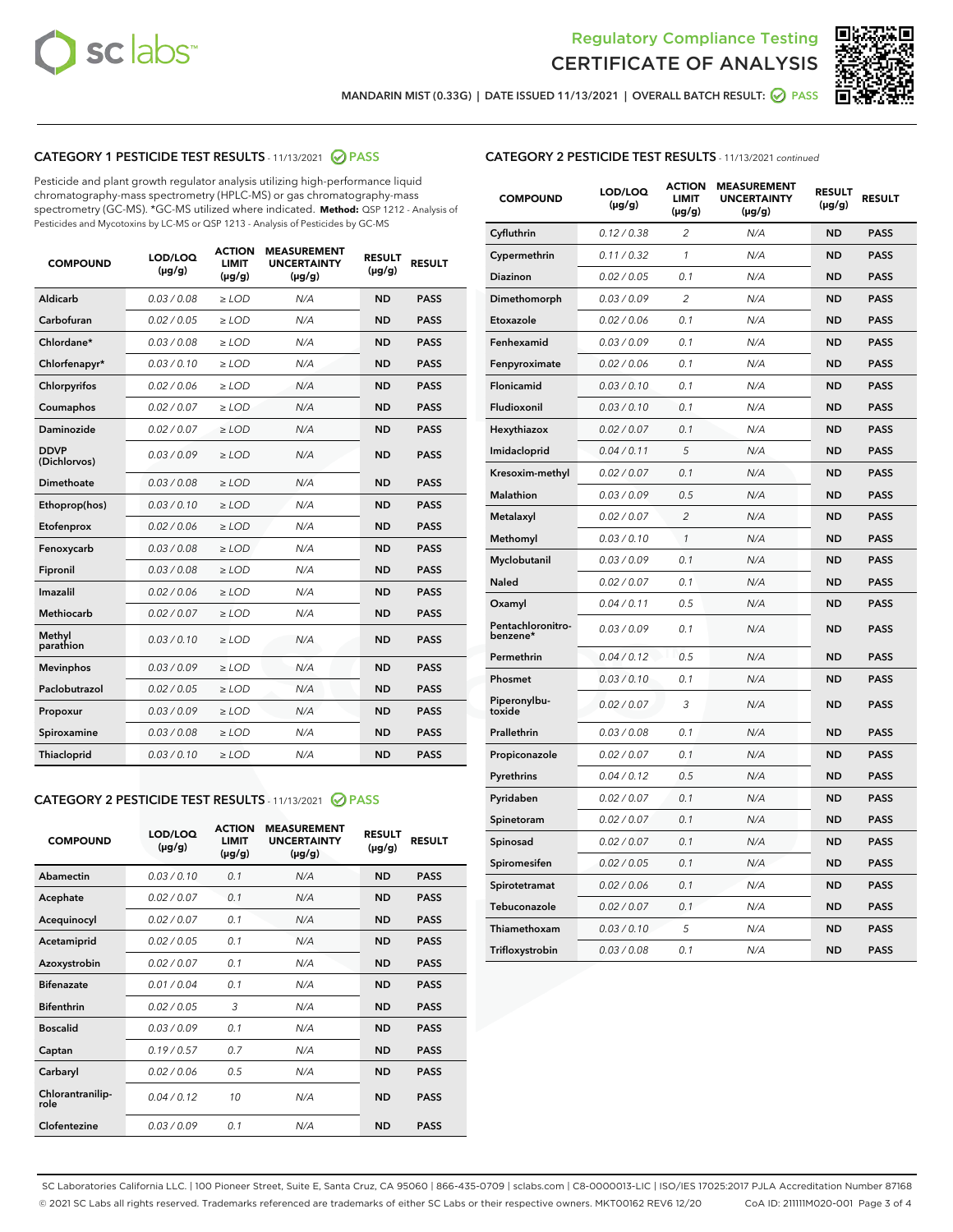Regulatory Compliance Testing
CERTIFICATE OF ANALYSIS

MANDARIN MIST (0.33G) | DATE ISSUED 11/13/2021 | OVERALL BATCH RESULT: PASS

## CATEGORY 1 PESTICIDE TEST RESULTS - 11/13/2021 PASS

Pesticide and plant growth regulator analysis utilizing high-performance liquid chromatography-mass spectrometry (HPLC-MS) or gas chromatography-mass spectrometry (GC-MS). *GC-MS utilized where indicated. **Method:** QSP 1212 - Analysis of Pesticides and Mycotoxins by LC-MS or QSP 1213 - Analysis of Pesticides by GC-MS

| COMPOUND | LOD/LOQ (µg/g) | ACTION LIMIT (µg/g) | MEASUREMENT UNCERTAINTY (µg/g) | RESULT (µg/g) | RESULT |
|---|---|---|---|---|---|
| Aldicarb | 0.03 / 0.08 | ≥ LOD | N/A | ND | PASS |
| Carbofuran | 0.02 / 0.05 | ≥ LOD | N/A | ND | PASS |
| Chlordane* | 0.03 / 0.08 | ≥ LOD | N/A | ND | PASS |
| Chlorfenapyr* | 0.03 / 0.10 | ≥ LOD | N/A | ND | PASS |
| Chlorpyrifos | 0.02 / 0.06 | ≥ LOD | N/A | ND | PASS |
| Coumaphos | 0.02 / 0.07 | ≥ LOD | N/A | ND | PASS |
| Daminozide | 0.02 / 0.07 | ≥ LOD | N/A | ND | PASS |
| DDVP (Dichlorvos) | 0.03 / 0.09 | ≥ LOD | N/A | ND | PASS |
| Dimethoate | 0.03 / 0.08 | ≥ LOD | N/A | ND | PASS |
| Ethoprop(hos) | 0.03 / 0.10 | ≥ LOD | N/A | ND | PASS |
| Etofenprox | 0.02 / 0.06 | ≥ LOD | N/A | ND | PASS |
| Fenoxycarb | 0.03 / 0.08 | ≥ LOD | N/A | ND | PASS |
| Fipronil | 0.03 / 0.08 | ≥ LOD | N/A | ND | PASS |
| Imazalil | 0.02 / 0.06 | ≥ LOD | N/A | ND | PASS |
| Methiocarb | 0.02 / 0.07 | ≥ LOD | N/A | ND | PASS |
| Methyl parathion | 0.03 / 0.10 | ≥ LOD | N/A | ND | PASS |
| Mevinphos | 0.03 / 0.09 | ≥ LOD | N/A | ND | PASS |
| Paclobutrazol | 0.02 / 0.05 | ≥ LOD | N/A | ND | PASS |
| Propoxur | 0.03 / 0.09 | ≥ LOD | N/A | ND | PASS |
| Spiroxamine | 0.03 / 0.08 | ≥ LOD | N/A | ND | PASS |
| Thiacloprid | 0.03 / 0.10 | ≥ LOD | N/A | ND | PASS |

## CATEGORY 2 PESTICIDE TEST RESULTS - 11/13/2021 PASS

| COMPOUND | LOD/LOQ (µg/g) | ACTION LIMIT (µg/g) | MEASUREMENT UNCERTAINTY (µg/g) | RESULT (µg/g) | RESULT |
|---|---|---|---|---|---|
| Abamectin | 0.03 / 0.10 | 0.1 | N/A | ND | PASS |
| Acephate | 0.02 / 0.07 | 0.1 | N/A | ND | PASS |
| Acequinocyl | 0.02 / 0.07 | 0.1 | N/A | ND | PASS |
| Acetamiprid | 0.02 / 0.05 | 0.1 | N/A | ND | PASS |
| Azoxystrobin | 0.02 / 0.07 | 0.1 | N/A | ND | PASS |
| Bifenazate | 0.01 / 0.04 | 0.1 | N/A | ND | PASS |
| Bifenthrin | 0.02 / 0.05 | 3 | N/A | ND | PASS |
| Boscalid | 0.03 / 0.09 | 0.1 | N/A | ND | PASS |
| Captan | 0.19 / 0.57 | 0.7 | N/A | ND | PASS |
| Carbaryl | 0.02 / 0.06 | 0.5 | N/A | ND | PASS |
| Chlorantraniliprole | 0.04 / 0.12 | 10 | N/A | ND | PASS |
| Clofentezine | 0.03 / 0.09 | 0.1 | N/A | ND | PASS |
| Cyfluthrin | 0.12 / 0.38 | 2 | N/A | ND | PASS |
| Cypermethrin | 0.11 / 0.32 | 1 | N/A | ND | PASS |
| Diazinon | 0.02 / 0.05 | 0.1 | N/A | ND | PASS |
| Dimethomorph | 0.03 / 0.09 | 2 | N/A | ND | PASS |
| Etoxazole | 0.02 / 0.06 | 0.1 | N/A | ND | PASS |
| Fenhexamid | 0.03 / 0.09 | 0.1 | N/A | ND | PASS |
| Fenpyroximate | 0.02 / 0.06 | 0.1 | N/A | ND | PASS |
| Flonicamid | 0.03 / 0.10 | 0.1 | N/A | ND | PASS |
| Fludioxonil | 0.03 / 0.10 | 0.1 | N/A | ND | PASS |
| Hexythiazox | 0.02 / 0.07 | 0.1 | N/A | ND | PASS |
| Imidacloprid | 0.04 / 0.11 | 5 | N/A | ND | PASS |
| Kresoxim-methyl | 0.02 / 0.07 | 0.1 | N/A | ND | PASS |
| Malathion | 0.03 / 0.09 | 0.5 | N/A | ND | PASS |
| Metalaxyl | 0.02 / 0.07 | 2 | N/A | ND | PASS |
| Methomyl | 0.03 / 0.10 | 1 | N/A | ND | PASS |
| Myclobutanil | 0.03 / 0.09 | 0.1 | N/A | ND | PASS |
| Naled | 0.02 / 0.07 | 0.1 | N/A | ND | PASS |
| Oxamyl | 0.04 / 0.11 | 0.5 | N/A | ND | PASS |
| Pentachloronitrobenzene* | 0.03 / 0.09 | 0.1 | N/A | ND | PASS |
| Permethrin | 0.04 / 0.12 | 0.5 | N/A | ND | PASS |
| Phosmet | 0.03 / 0.10 | 0.1 | N/A | ND | PASS |
| Piperonylbutoxide | 0.02 / 0.07 | 3 | N/A | ND | PASS |
| Prallethrin | 0.03 / 0.08 | 0.1 | N/A | ND | PASS |
| Propiconazole | 0.02 / 0.07 | 0.1 | N/A | ND | PASS |
| Pyrethrins | 0.04 / 0.12 | 0.5 | N/A | ND | PASS |
| Pyridaben | 0.02 / 0.07 | 0.1 | N/A | ND | PASS |
| Spinetoram | 0.02 / 0.07 | 0.1 | N/A | ND | PASS |
| Spinosad | 0.02 / 0.07 | 0.1 | N/A | ND | PASS |
| Spiromesifen | 0.02 / 0.05 | 0.1 | N/A | ND | PASS |
| Spirotetramat | 0.02 / 0.06 | 0.1 | N/A | ND | PASS |
| Tebuconazole | 0.02 / 0.07 | 0.1 | N/A | ND | PASS |
| Thiamethoxam | 0.03 / 0.10 | 5 | N/A | ND | PASS |
| Trifloxystrobin | 0.03 / 0.08 | 0.1 | N/A | ND | PASS |

SC Laboratories California LLC. | 100 Pioneer Street, Suite E, Santa Cruz, CA 95060 | 866-435-0709 | sclabs.com | C8-0000013-LIC | ISO/IES 17025:2017 PJLA Accreditation Number 87168
© 2021 SC Labs all rights reserved. Trademarks referenced are trademarks of either SC Labs or their respective owners. MKT00162 REV6 12/20 CoA ID: 211111M020-001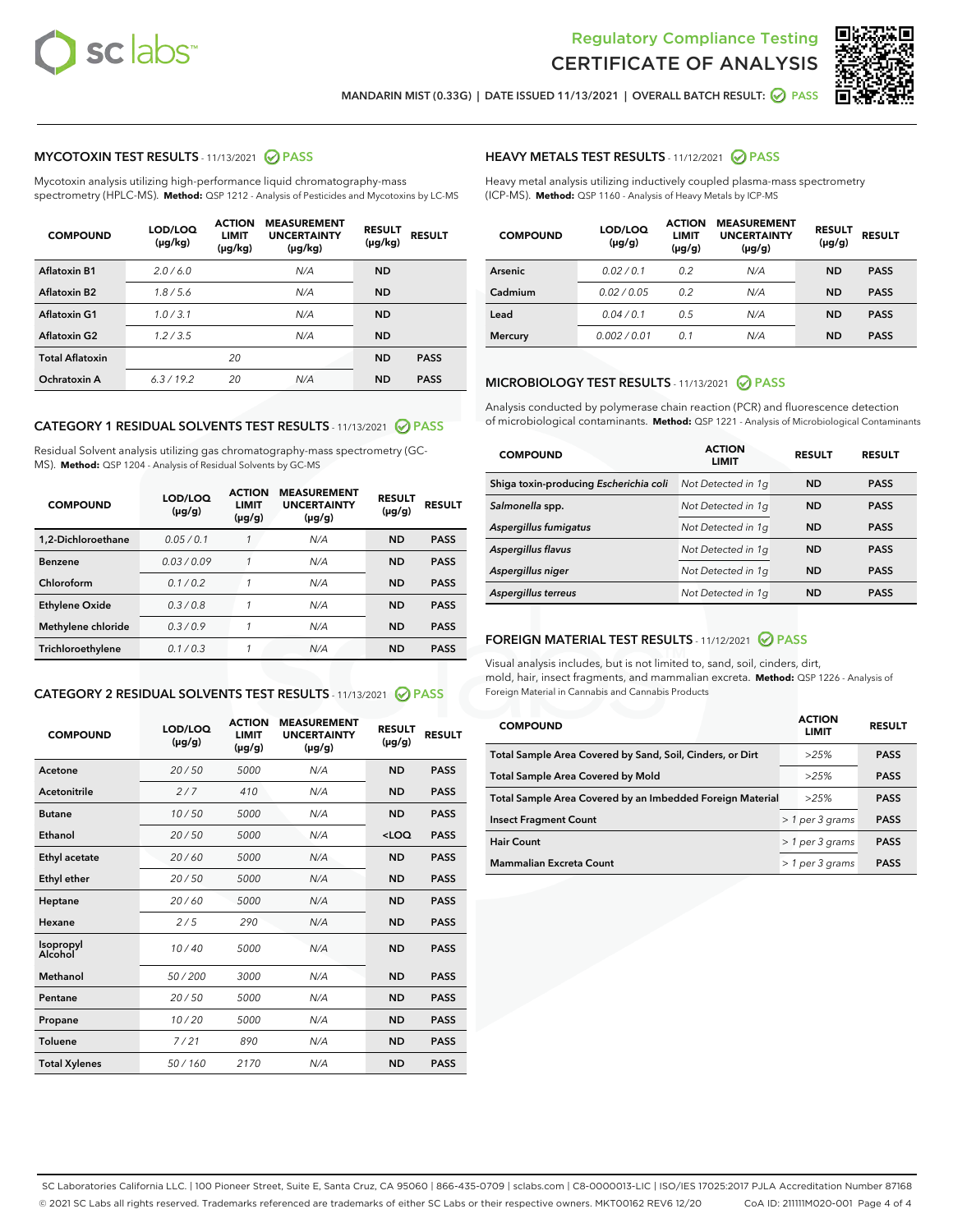Regulatory Compliance Testing
# CERTIFICATE OF ANALYSIS

MANDARIN MIST (0.33G) | DATE ISSUED 11/13/2021 | OVERALL BATCH RESULT: PASS

## MYCOTOXIN TEST RESULTS - 11/13/2021 PASS

Mycotoxin analysis utilizing high-performance liquid chromatography-mass spectrometry (HPLC-MS). **Method:** QSP 1212 - Analysis of Pesticides and Mycotoxins by LC-MS

| COMPOUND | LOD/LOQ (μg/kg) | ACTION LIMIT (μg/kg) | MEASUREMENT UNCERTAINTY (μg/kg) | RESULT (μg/kg) | RESULT |
|---|---|---|---|---|---|
| Aflatoxin B1 | 2.0 / 6.0 | | N/A | ND | |
| Aflatoxin B2 | 1.8 / 5.6 | | N/A | ND | |
| Aflatoxin G1 | 1.0 / 3.1 | | N/A | ND | |
| Aflatoxin G2 | 1.2 / 3.5 | | N/A | ND | |
| Total Aflatoxin | | 20 | | ND | PASS |
| Ochratoxin A | 6.3 / 19.2 | 20 | N/A | ND | PASS |

## CATEGORY 1 RESIDUAL SOLVENTS TEST RESULTS - 11/13/2021 PASS

Residual Solvent analysis utilizing gas chromatography-mass spectrometry (GC-MS). **Method:** QSP 1204 - Analysis of Residual Solvents by GC-MS

| COMPOUND | LOD/LOQ (μg/g) | ACTION LIMIT (μg/g) | MEASUREMENT UNCERTAINTY (μg/g) | RESULT (μg/g) | RESULT |
|---|---|---|---|---|---|
| 1,2-Dichloroethane | 0.05 / 0.1 | 1 | N/A | ND | PASS |
| Benzene | 0.03 / 0.09 | 1 | N/A | ND | PASS |
| Chloroform | 0.1 / 0.2 | 1 | N/A | ND | PASS |
| Ethylene Oxide | 0.3 / 0.8 | 1 | N/A | ND | PASS |
| Methylene chloride | 0.3 / 0.9 | 1 | N/A | ND | PASS |
| Trichloroethylene | 0.1 / 0.3 | 1 | N/A | ND | PASS |

## CATEGORY 2 RESIDUAL SOLVENTS TEST RESULTS - 11/13/2021 PASS

| COMPOUND | LOD/LOQ (μg/g) | ACTION LIMIT (μg/g) | MEASUREMENT UNCERTAINTY (μg/g) | RESULT (μg/g) | RESULT |
|---|---|---|---|---|---|
| Acetone | 20 / 50 | 5000 | N/A | ND | PASS |
| Acetonitrile | 2 / 7 | 410 | N/A | ND | PASS |
| Butane | 10 / 50 | 5000 | N/A | ND | PASS |
| Ethanol | 20 / 50 | 5000 | N/A | <LOQ | PASS |
| Ethyl acetate | 20 / 60 | 5000 | N/A | ND | PASS |
| Ethyl ether | 20 / 50 | 5000 | N/A | ND | PASS |
| Heptane | 20 / 60 | 5000 | N/A | ND | PASS |
| Hexane | 2 / 5 | 290 | N/A | ND | PASS |
| Isopropyl Alcohol | 10 / 40 | 5000 | N/A | ND | PASS |
| Methanol | 50 / 200 | 3000 | N/A | ND | PASS |
| Pentane | 20 / 50 | 5000 | N/A | ND | PASS |
| Propane | 10 / 20 | 5000 | N/A | ND | PASS |
| Toluene | 7 / 21 | 890 | N/A | ND | PASS |
| Total Xylenes | 50 / 160 | 2170 | N/A | ND | PASS |

## HEAVY METALS TEST RESULTS - 11/12/2021 PASS

Heavy metal analysis utilizing inductively coupled plasma-mass spectrometry (ICP-MS). **Method:** QSP 1160 - Analysis of Heavy Metals by ICP-MS

| COMPOUND | LOD/LOQ (μg/g) | ACTION LIMIT (μg/g) | MEASUREMENT UNCERTAINTY (μg/g) | RESULT (μg/g) | RESULT |
|---|---|---|---|---|---|
| Arsenic | 0.02 / 0.1 | 0.2 | N/A | ND | PASS |
| Cadmium | 0.02 / 0.05 | 0.2 | N/A | ND | PASS |
| Lead | 0.04 / 0.1 | 0.5 | N/A | ND | PASS |
| Mercury | 0.002 / 0.01 | 0.1 | N/A | ND | PASS |

## MICROBIOLOGY TEST RESULTS - 11/13/2021 PASS

Analysis conducted by polymerase chain reaction (PCR) and fluorescence detection of microbiological contaminants. **Method:** QSP 1221 - Analysis of Microbiological Contaminants

| COMPOUND | ACTION LIMIT | RESULT | RESULT |
|---|---|---|---|
| Shiga toxin-producing *Escherichia coli* | Not Detected in 1g | ND | PASS |
| *Salmonella* spp. | Not Detected in 1g | ND | PASS |
| *Aspergillus fumigatus* | Not Detected in 1g | ND | PASS |
| *Aspergillus flavus* | Not Detected in 1g | ND | PASS |
| *Aspergillus niger* | Not Detected in 1g | ND | PASS |
| *Aspergillus terreus* | Not Detected in 1g | ND | PASS |

## FOREIGN MATERIAL TEST RESULTS - 11/12/2021 PASS

Visual analysis includes, but is not limited to, sand, soil, cinders, dirt, mold, hair, insect fragments, and mammalian excreta. **Method:** QSP 1226 - Analysis of Foreign Material in Cannabis and Cannabis Products

| COMPOUND | ACTION LIMIT | RESULT |
|---|---|---|
| Total Sample Area Covered by Sand, Soil, Cinders, or Dirt | >25% | PASS |
| Total Sample Area Covered by Mold | >25% | PASS |
| Total Sample Area Covered by an Imbedded Foreign Material | >25% | PASS |
| Insect Fragment Count | > 1 per 3 grams | PASS |
| Hair Count | > 1 per 3 grams | PASS |
| Mammalian Excreta Count | > 1 per 3 grams | PASS |

SC Laboratories California LLC. | 100 Pioneer Street, Suite E, Santa Cruz, CA 95060 | 866-435-0709 | sclabs.com | C8-0000013-LIC | ISO/IES 17025:2017 PJLA Accreditation Number 87168
© 2021 SC Labs all rights reserved. Trademarks referenced are trademarks of either SC Labs or their respective owners. MKT00162 REV6 12/20 CoA ID: 211111M020-001